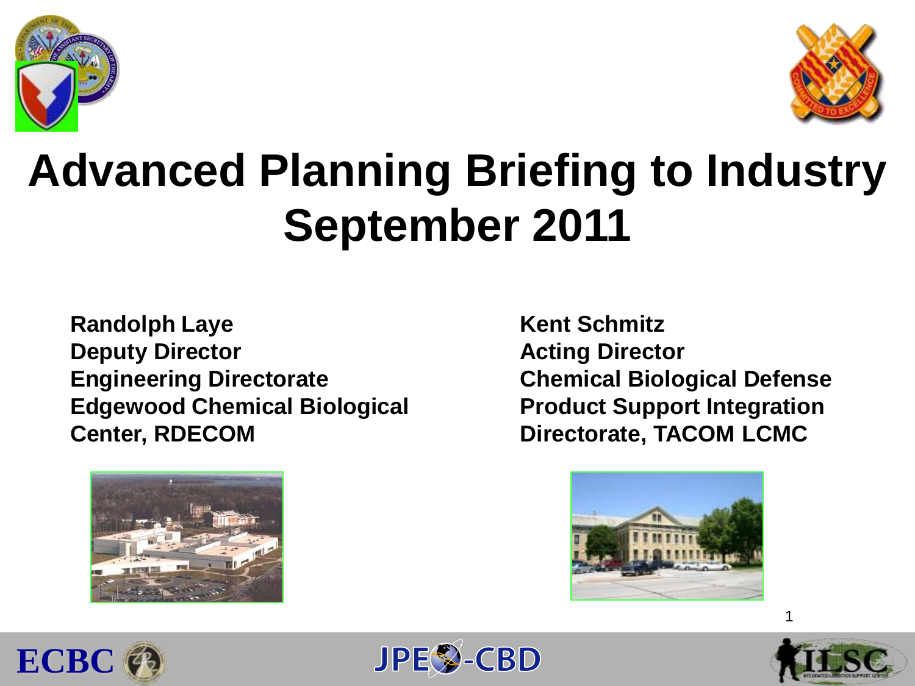# Advanced Planning Briefing to Industry September 2011

**Randolph Laye**
**Deputy Director**
**Engineering Directorate**
**Edgewood Chemical Biological Center, RDECOM**

**Kent Schmitz**
**Acting Director**
**Chemical Biological Defense Product Support Integration Directorate, TACOM LCMC**

ECBC

JPEO-CBD

ILSC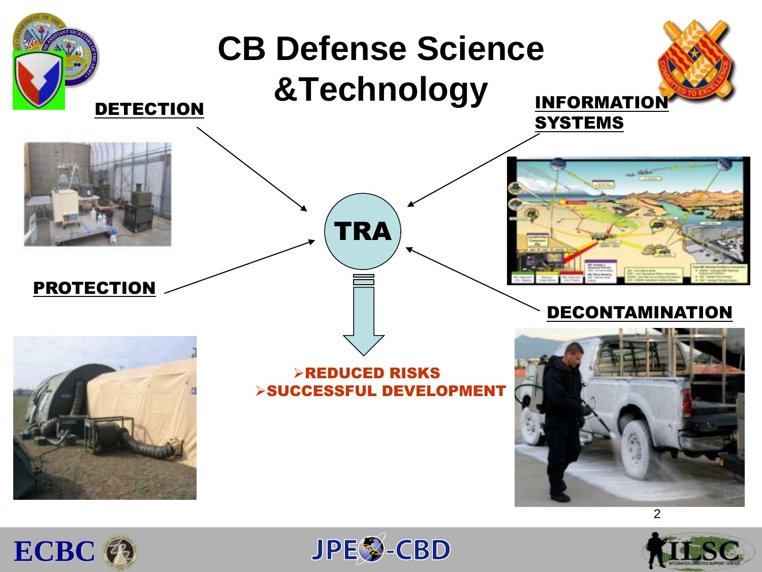# CB Defense Science &Technology

DETECTION

INFORMATION SYSTEMS

TRA

PROTECTION

DECONTAMINATION

- REDUCED RISKS
- SUCCESSFUL DEVELOPMENT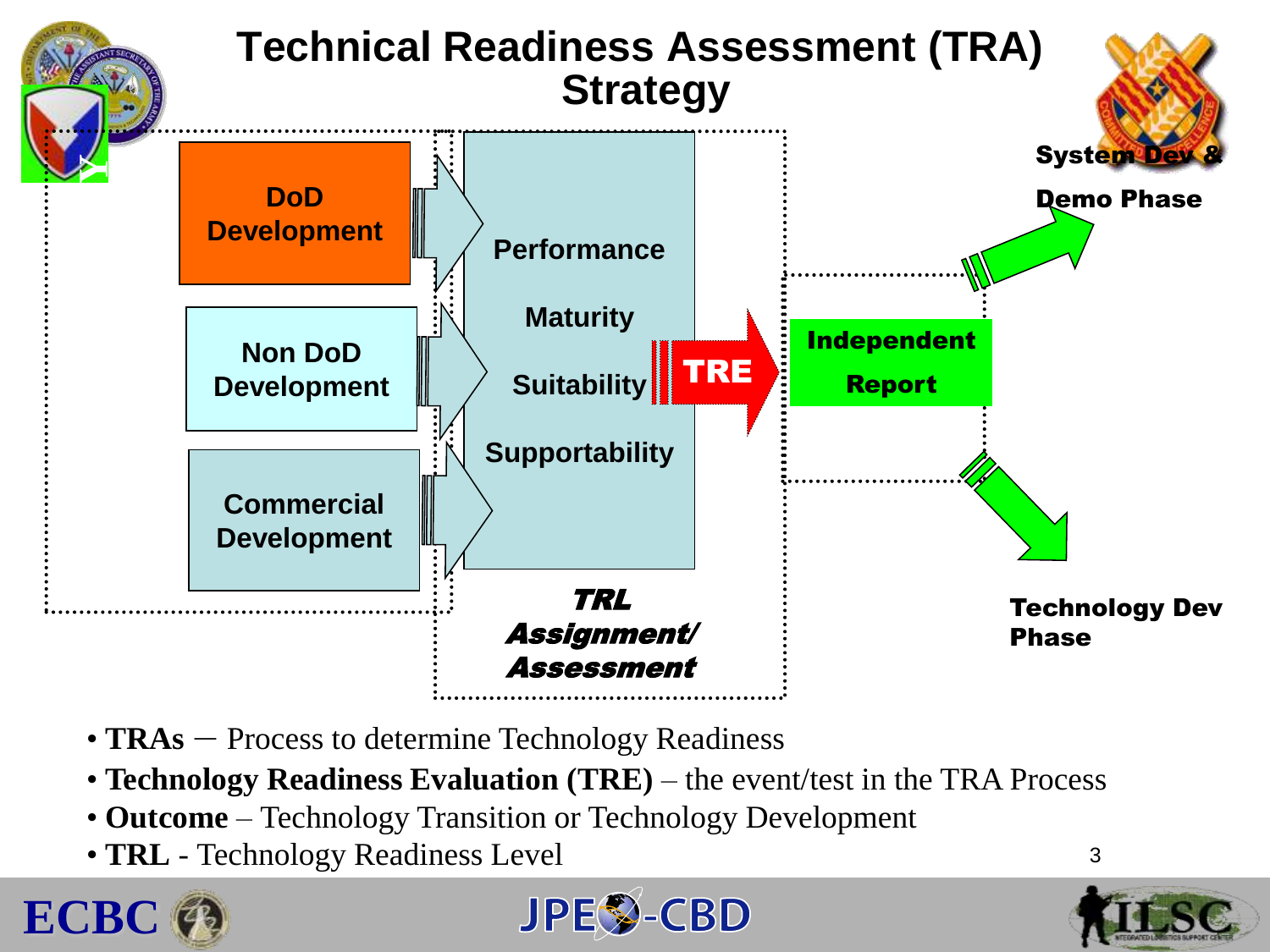# Technical Readiness Assessment (TRA) Strategy

DoD Development

Non DoD Development

Commercial Development

Performance

Maturity

Suitability

Supportability

TRE

*TRL Assignment/ Assessment*

Independent Report

System Dev & Demo Phase

Technology Dev Phase

- **TRAs** – Process to determine Technology Readiness
- **Technology Readiness Evaluation (TRE)** – the event/test in the TRA Process
- **Outcome** – Technology Transition or Technology Development
- **TRL** - Technology Readiness Level

ECBC JPEO-CBD ILSC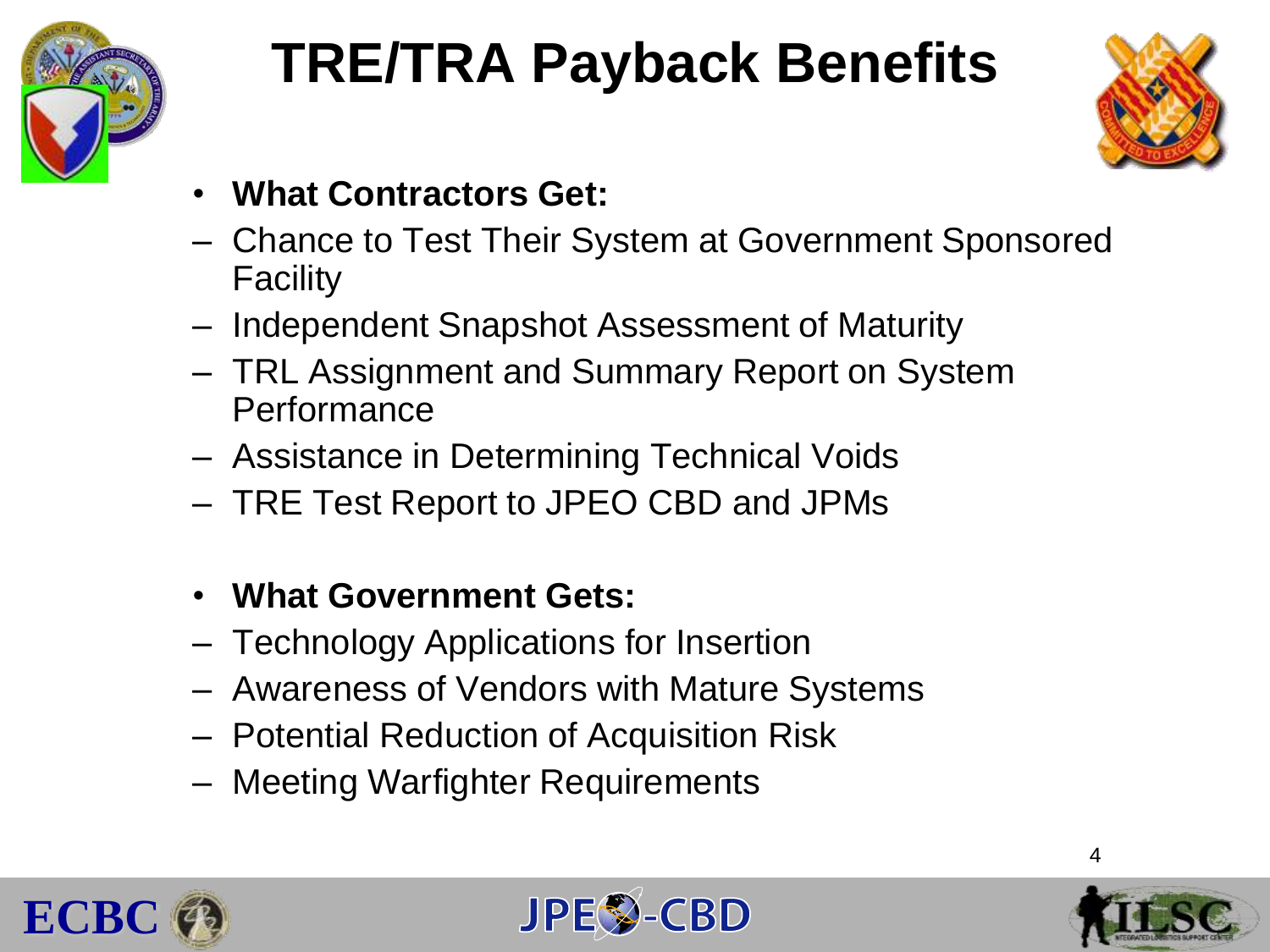# TRE/TRA Payback Benefits

- **What Contractors Get:**
  - Chance to Test Their System at Government Sponsored Facility
  - Independent Snapshot Assessment of Maturity
  - TRL Assignment and Summary Report on System Performance
  - Assistance in Determining Technical Voids
  - TRE Test Report to JPEO CBD and JPMs

- **What Government Gets:**
  - Technology Applications for Insertion
  - Awareness of Vendors with Mature Systems
  - Potential Reduction of Acquisition Risk
  - Meeting Warfighter Requirements

ECBC JPEO-CBD ILSC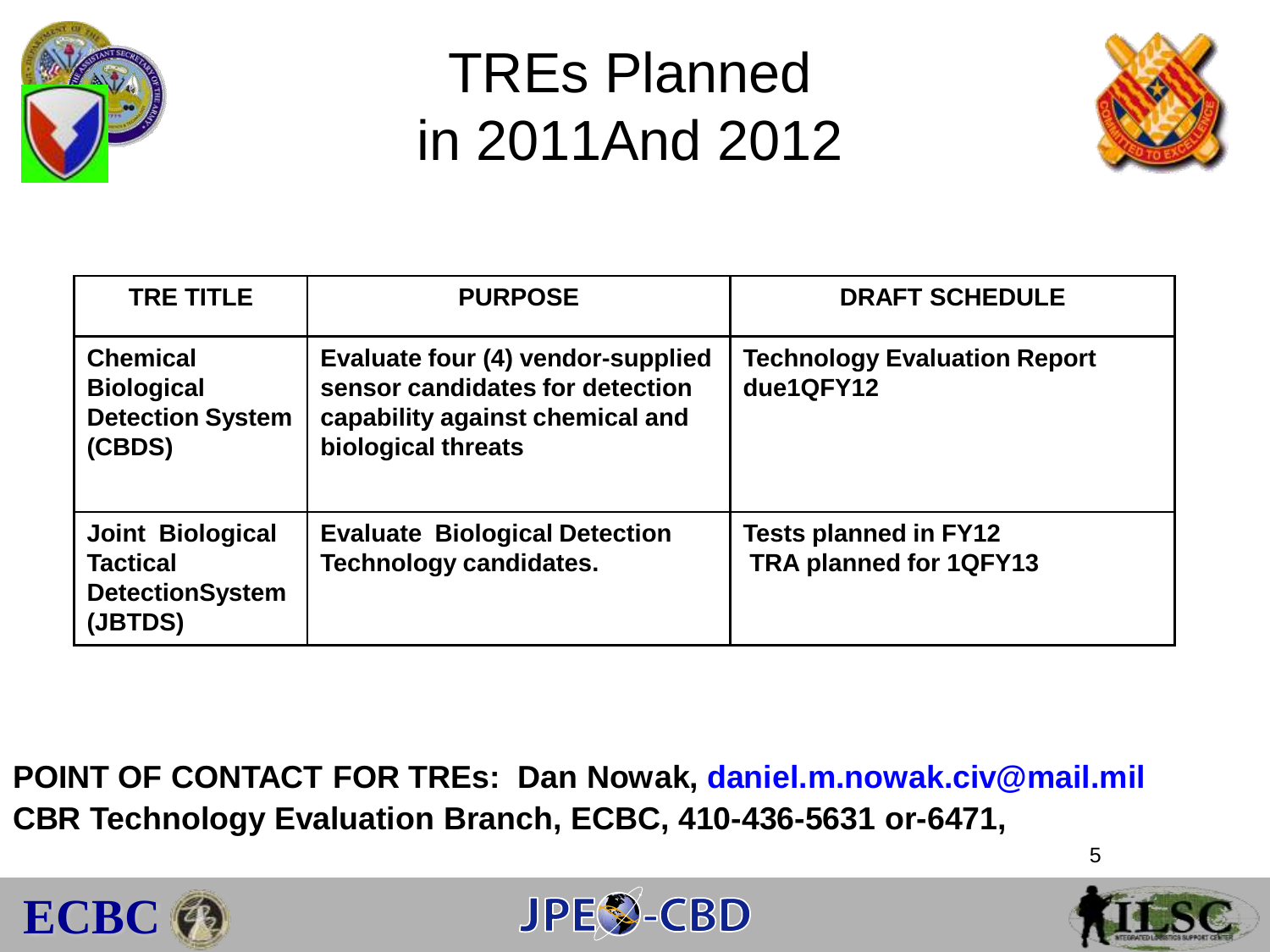# TREs Planned in 2011And 2012

| TRE TITLE | PURPOSE | DRAFT SCHEDULE |
|---|---|---|
| **Chemical Biological Detection System (CBDS)** | **Evaluate four (4) vendor-supplied sensor candidates for detection capability against chemical and biological threats** | **Technology Evaluation Report due1QFY12** |
| **Joint Biological Tactical DetectionSystem (JBTDS)** | **Evaluate Biological Detection Technology candidates.** | **Tests planned in FY12 TRA planned for 1QFY13** |

**POINT OF CONTACT FOR TREs: Dan Nowak, daniel.m.nowak.civ@mail.mil**
**CBR Technology Evaluation Branch, ECBC, 410-436-5631 or-6471,**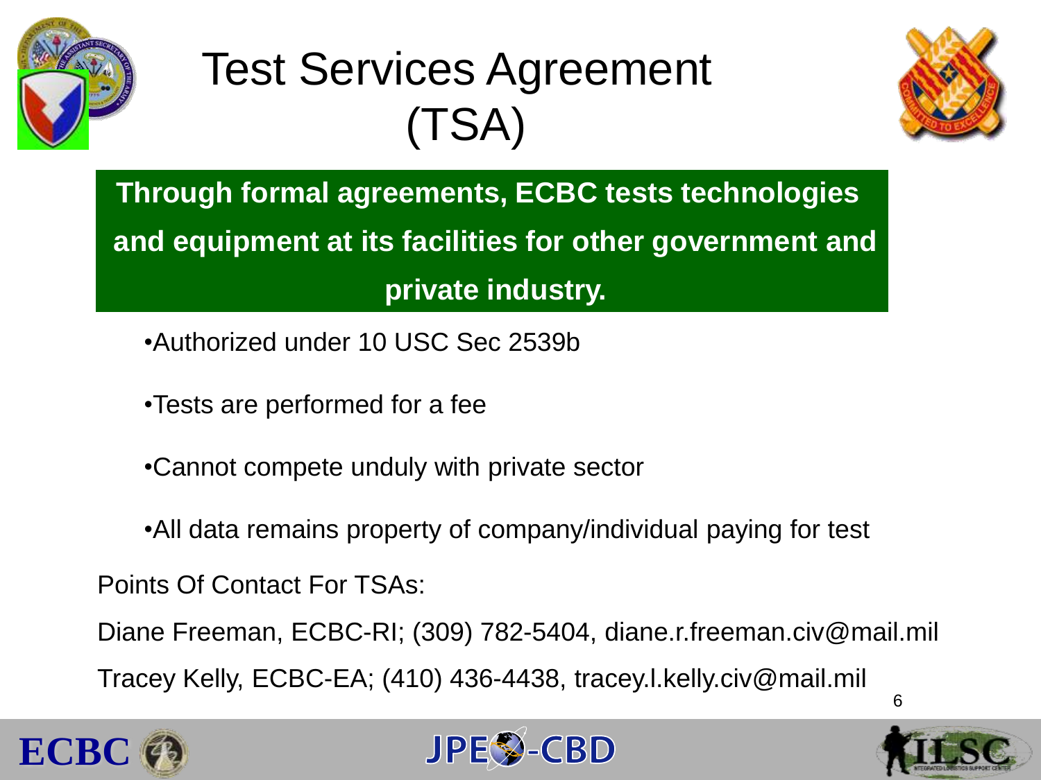# Test Services Agreement (TSA)

**Through formal agreements, ECBC tests technologies and equipment at its facilities for other government and private industry.**

- Authorized under 10 USC Sec 2539b
- Tests are performed for a fee
- Cannot compete unduly with private sector
- All data remains property of company/individual paying for test

Points Of Contact For TSAs:

Diane Freeman, ECBC-RI; (309) 782-5404, diane.r.freeman.civ@mail.mil

Tracey Kelly, ECBC-EA; (410) 436-4438, tracey.l.kelly.civ@mail.mil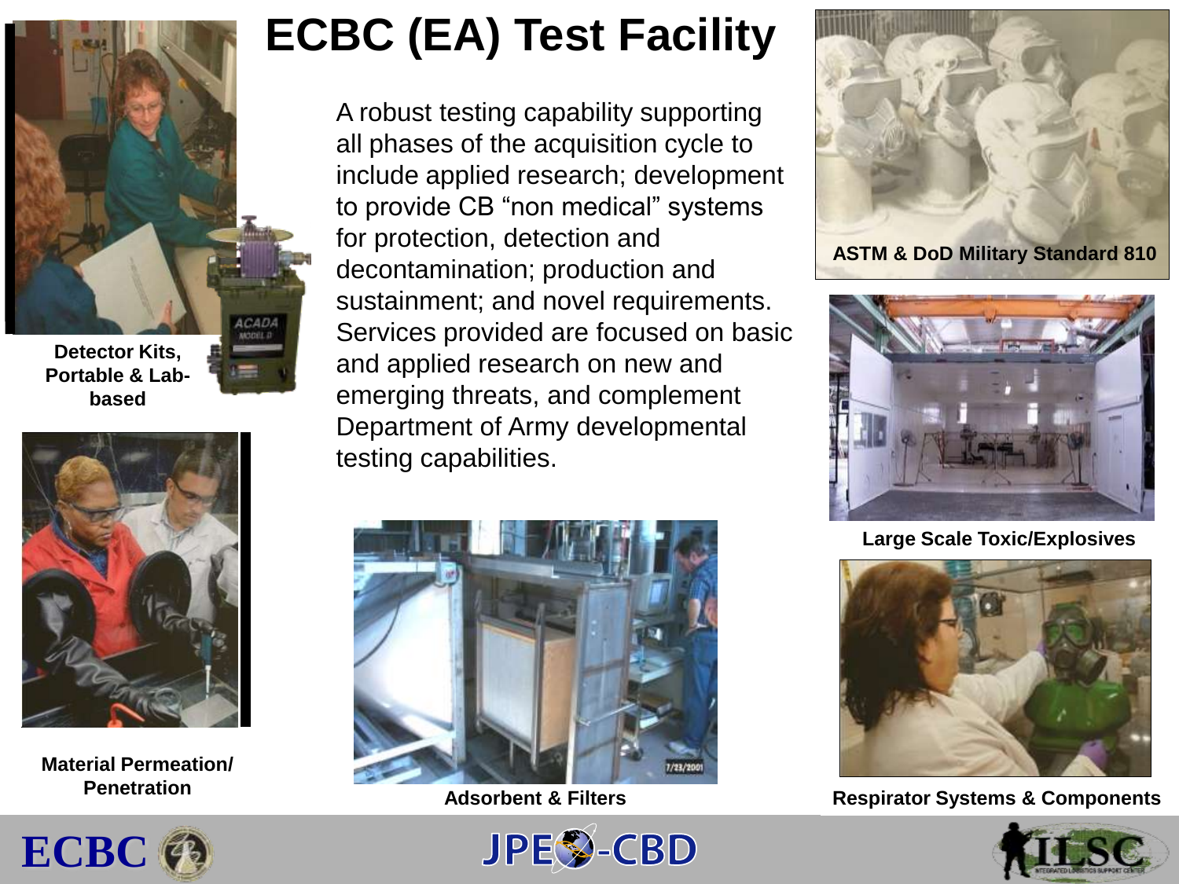# ECBC (EA) Test Facility

A robust testing capability supporting all phases of the acquisition cycle to include applied research; development to provide CB "non medical" systems for protection, detection and decontamination; production and sustainment; and novel requirements. Services provided are focused on basic and applied research on new and emerging threats, and complement Department of Army developmental testing capabilities.

**Detector Kits, Portable & Lab-based**

**Material Permeation/ Penetration**

**Adsorbent & Filters**

**ASTM & DoD Military Standard 810**

**Large Scale Toxic/Explosives**

**Respirator Systems & Components**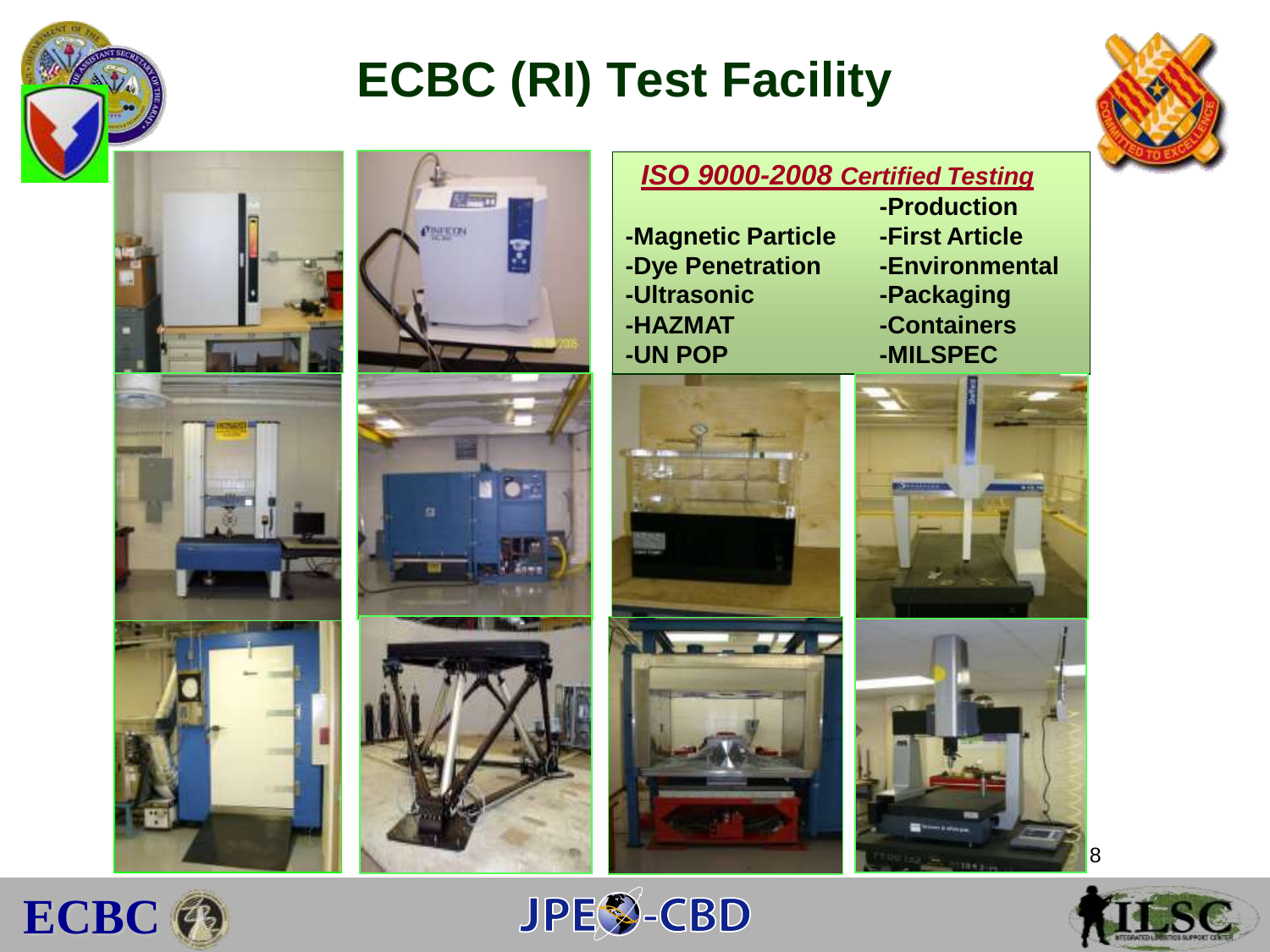# ECBC (RI) Test Facility

***ISO 9000-2008 Certified Testing***

- -Magnetic Particle
- -Dye Penetration
- -Ultrasonic
- -HAZMAT
- -UN POP

- -Production
- -First Article
- -Environmental
- -Packaging
- -Containers
- -MILSPEC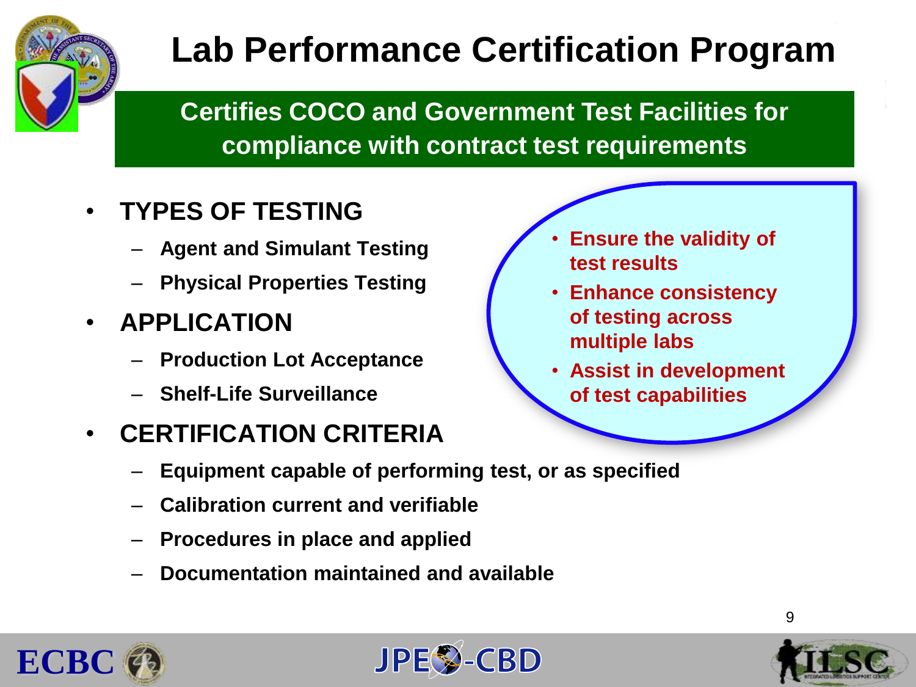# Lab Performance Certification Program

**Certifies COCO and Government Test Facilities for compliance with contract test requirements**

- **TYPES OF TESTING**
  - **Agent and Simulant Testing**
  - **Physical Properties Testing**
- **APPLICATION**
  - **Production Lot Acceptance**
  - **Shelf-Life Surveillance**
- **CERTIFICATION CRITERIA**
  - **Equipment capable of performing test, or as specified**
  - **Calibration current and verifiable**
  - **Procedures in place and applied**
  - **Documentation maintained and available**

- **Ensure the validity of test results**
- **Enhance consistency of testing across multiple labs**
- **Assist in development of test capabilities**

ECBC JPEO-CBD ILSC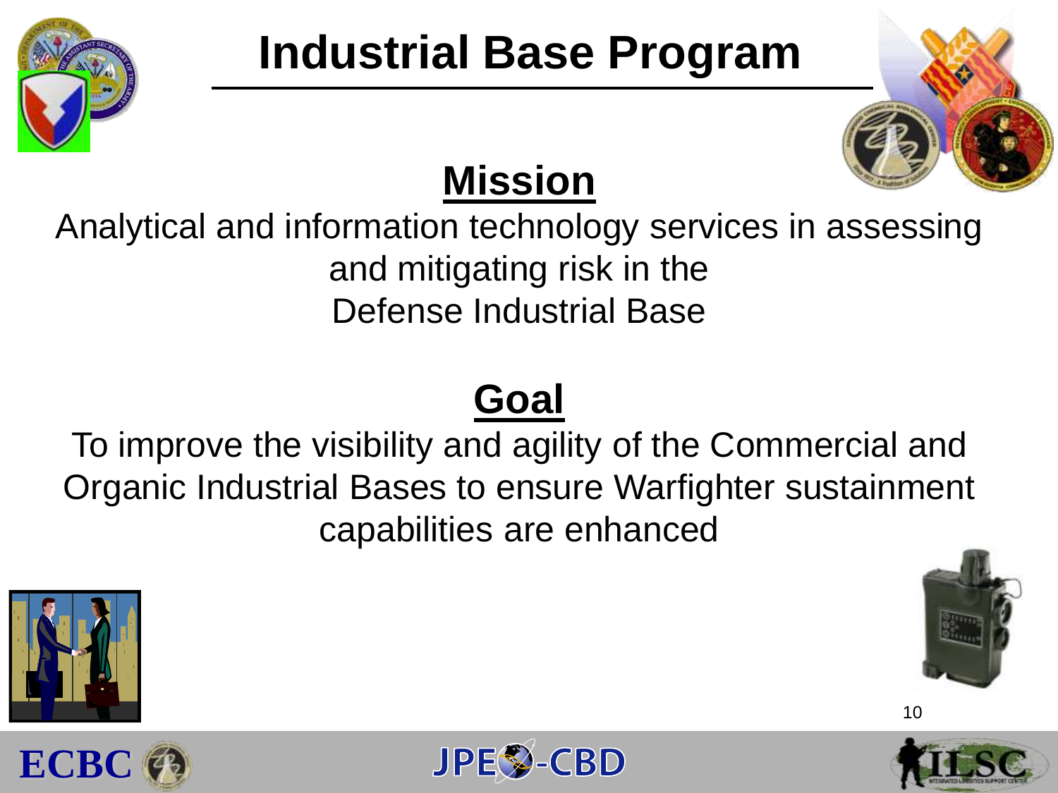# Industrial Base Program

## Mission

Analytical and information technology services in assessing and mitigating risk in the Defense Industrial Base

## Goal

To improve the visibility and agility of the Commercial and Organic Industrial Bases to ensure Warfighter sustainment capabilities are enhanced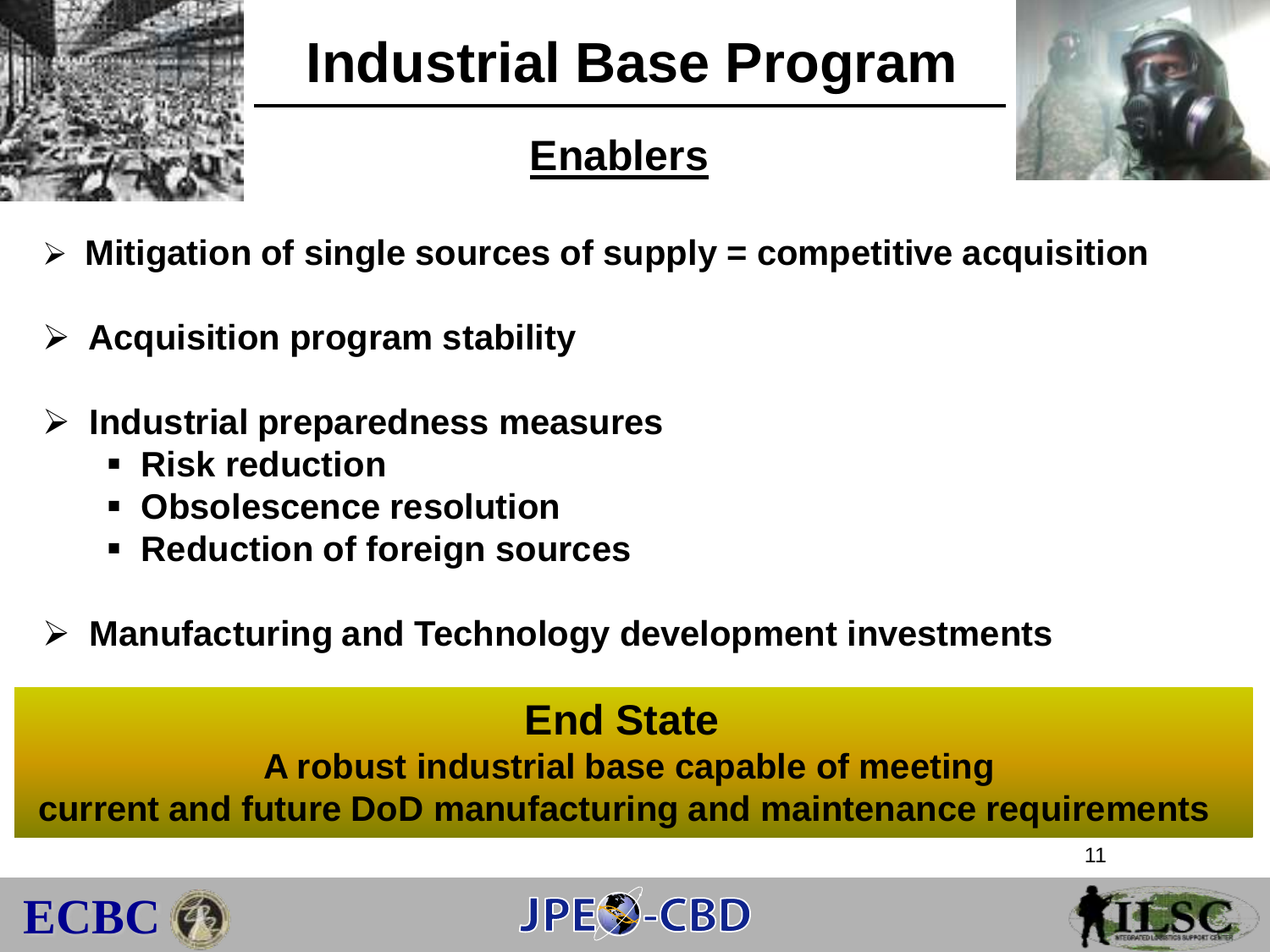# Industrial Base Program

## Enablers

- **Mitigation of single sources of supply = competitive acquisition**
- **Acquisition program stability**
- **Industrial preparedness measures**
  - **Risk reduction**
  - **Obsolescence resolution**
  - **Reduction of foreign sources**
- **Manufacturing and Technology development investments**

### End State

**A robust industrial base capable of meeting current and future DoD manufacturing and maintenance requirements**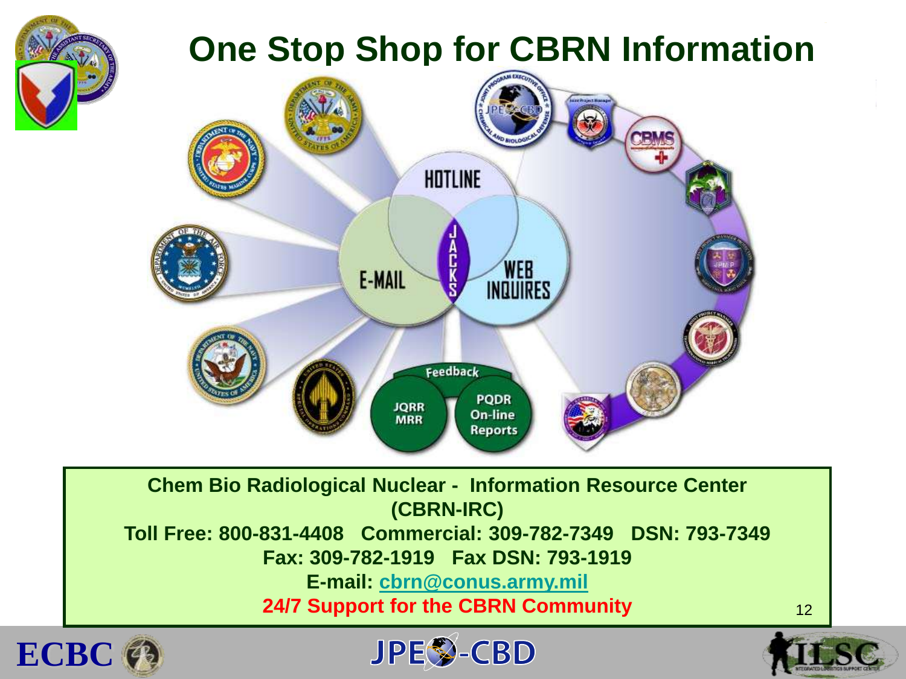# One Stop Shop for CBRN Information

HOTLINE

E-MAIL

JACKS

WEB INQUIRES

Feedback

JQRR MRR

PQDR On-line Reports

**Chem Bio Radiological Nuclear - Information Resource Center (CBRN-IRC)**

**Toll Free: 800-831-4408 Commercial: 309-782-7349 DSN: 793-7349**

**Fax: 309-782-1919 Fax DSN: 793-1919**

**E-mail: cbrn@conus.army.mil**

**24/7 Support for the CBRN Community**

ECBC JPEO-CBD ILSC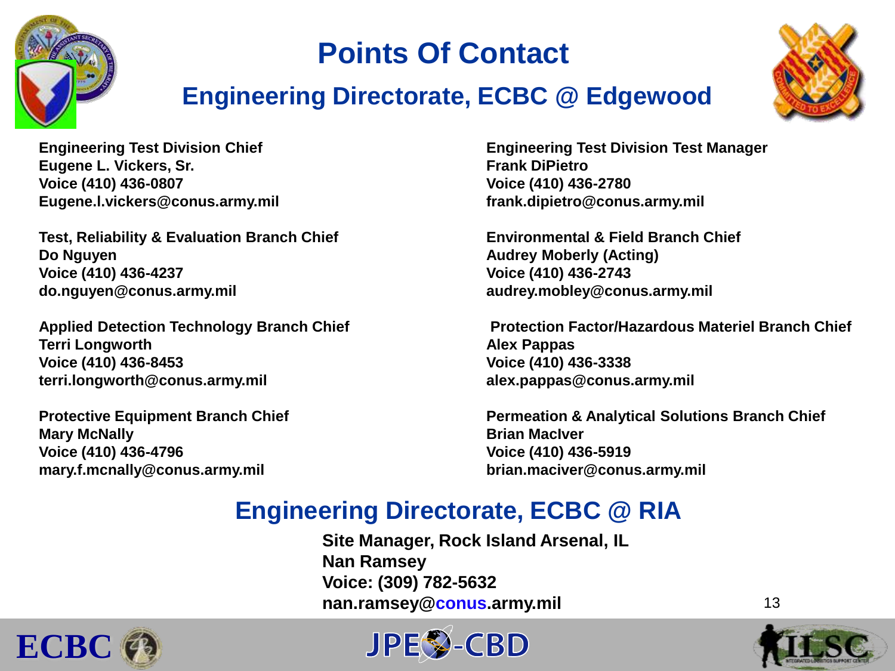# Points Of Contact

## Engineering Directorate, ECBC @ Edgewood

**Engineering Test Division Chief**
**Eugene L. Vickers, Sr.**
**Voice (410) 436-0807**
**Eugene.l.vickers@conus.army.mil**

**Test, Reliability & Evaluation Branch Chief**
**Do Nguyen**
**Voice (410) 436-4237**
**do.nguyen@conus.army.mil**

**Applied Detection Technology Branch Chief**
**Terri Longworth**
**Voice (410) 436-8453**
**terri.longworth@conus.army.mil**

**Protective Equipment Branch Chief**
**Mary McNally**
**Voice (410) 436-4796**
**mary.f.mcnally@conus.army.mil**

**Engineering Test Division Test Manager**
**Frank DiPietro**
**Voice (410) 436-2780**
**frank.dipietro@conus.army.mil**

**Environmental & Field Branch Chief**
**Audrey Moberly (Acting)**
**Voice (410) 436-2743**
**audrey.mobley@conus.army.mil**

**Protection Factor/Hazardous Materiel Branch Chief**
**Alex Pappas**
**Voice (410) 436-3338**
**alex.pappas@conus.army.mil**

**Permeation & Analytical Solutions Branch Chief**
**Brian MacIver**
**Voice (410) 436-5919**
**brian.maciver@conus.army.mil**

## Engineering Directorate, ECBC @ RIA

**Site Manager, Rock Island Arsenal, IL**
**Nan Ramsey**
**Voice: (309) 782-5632**
**nan.ramsey@conus.army.mil**

ECBC JPEO-CBD ILSC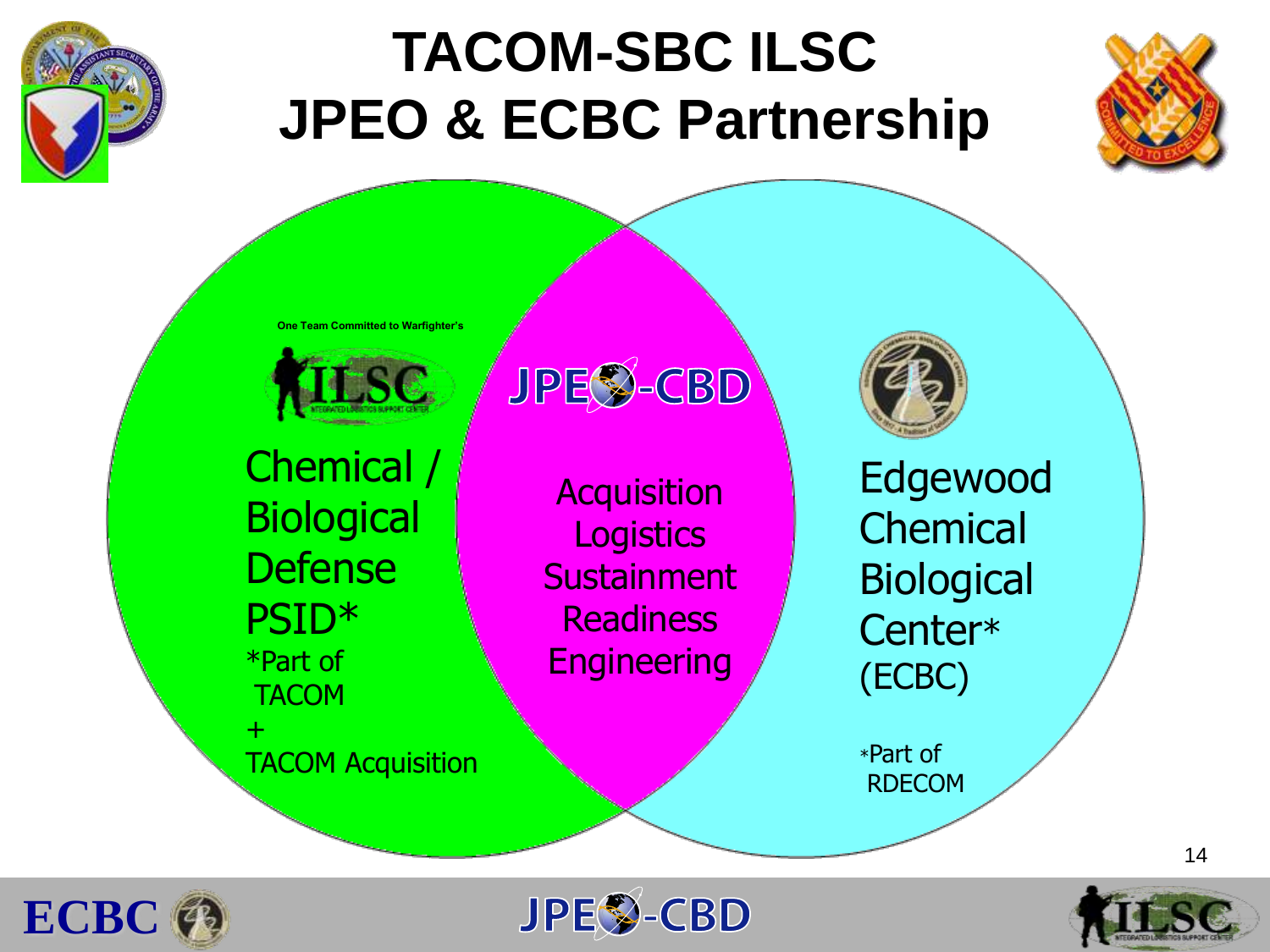# TACOM-SBC ILSC JPEO & ECBC Partnership

One Team Committed to Warfighter's

ILSC

Chemical / Biological Defense PSID*
*Part of TACOM
+
TACOM Acquisition

JPEO-CBD

Acquisition
Logistics
Sustainment
Readiness
Engineering

Edgewood Chemical Biological Center* (ECBC)

*Part of RDECOM

ECBC | JPEO-CBD | ILSC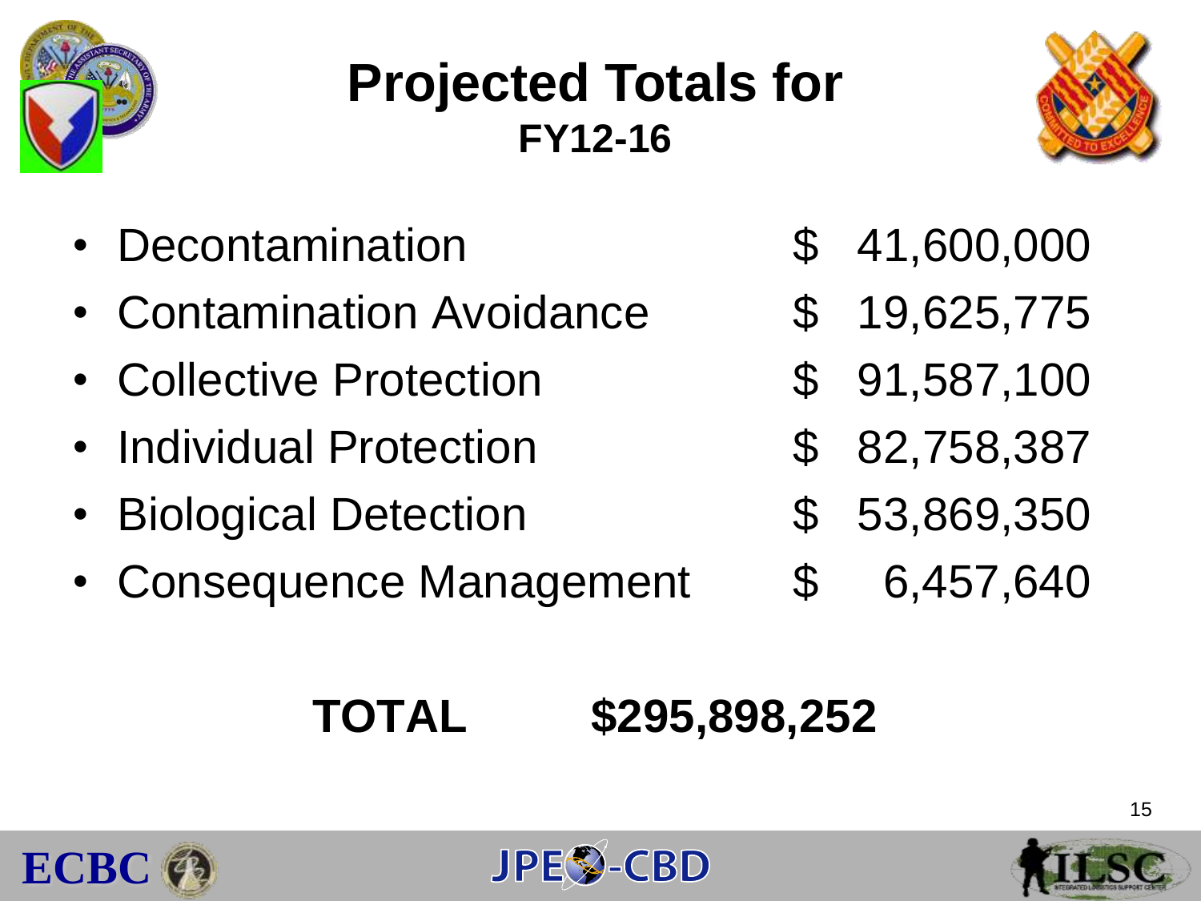# Projected Totals for FY12-16

| Category | Amount |
| --- | --- |
| Decontamination | $ 41,600,000 |
| Contamination Avoidance | $ 19,625,775 |
| Collective Protection | $ 91,587,100 |
| Individual Protection | $ 82,758,387 |
| Biological Detection | $ 53,869,350 |
| Consequence Management | $ 6,457,640 |

**TOTAL $295,898,252**

ECBC JPEO-CBD ILSC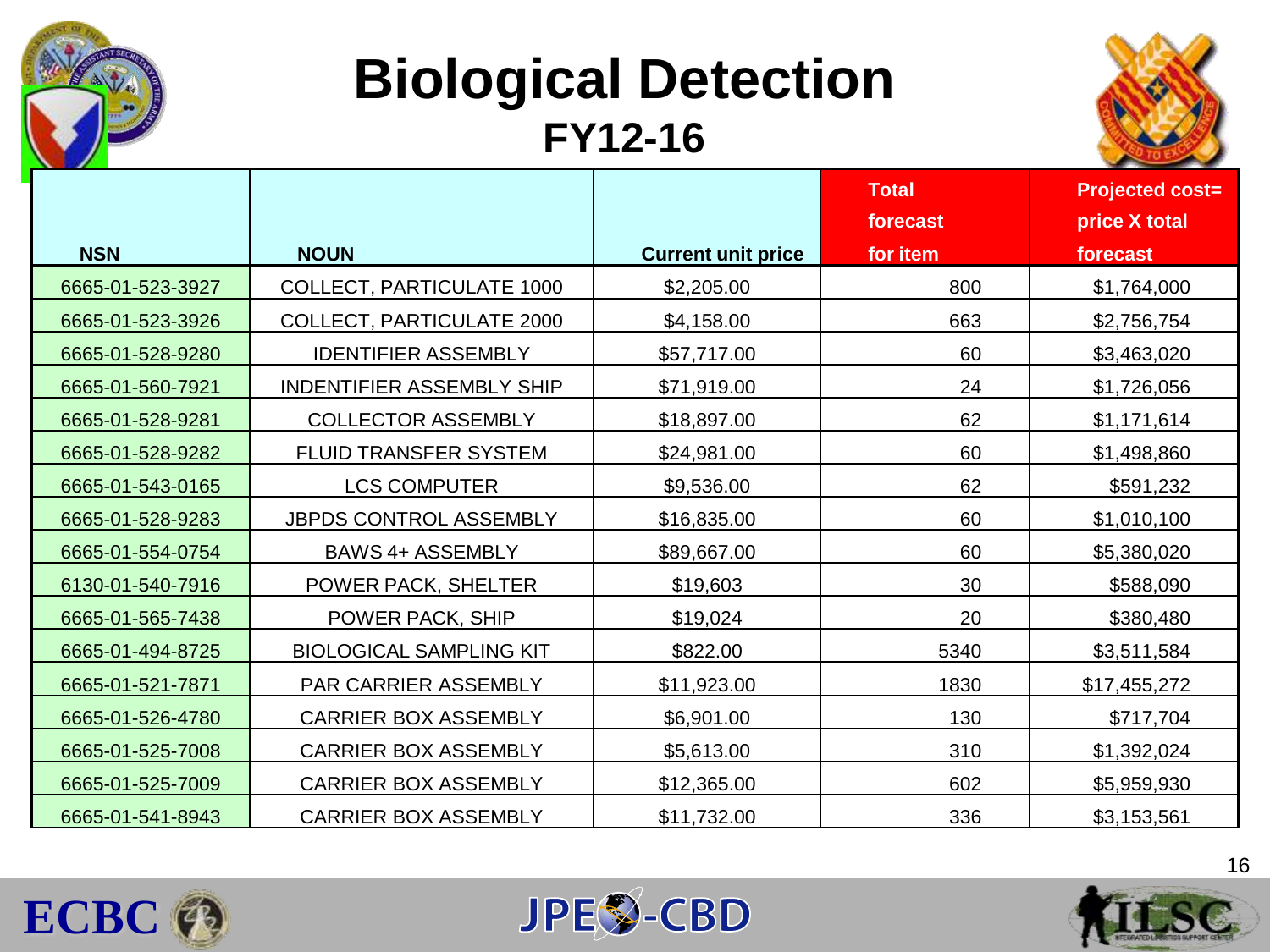# Biological Detection

## FY12-16

| NSN | NOUN | Current unit price | Total forecast for item | Projected cost= price X total forecast |
|---|---|---|---|---|
| 6665-01-523-3927 | COLLECT, PARTICULATE 1000 | $2,205.00 | 800 | $1,764,000 |
| 6665-01-523-3926 | COLLECT, PARTICULATE 2000 | $4,158.00 | 663 | $2,756,754 |
| 6665-01-528-9280 | IDENTIFIER ASSEMBLY | $57,717.00 | 60 | $3,463,020 |
| 6665-01-560-7921 | INDENTIFIER ASSEMBLY SHIP | $71,919.00 | 24 | $1,726,056 |
| 6665-01-528-9281 | COLLECTOR ASSEMBLY | $18,897.00 | 62 | $1,171,614 |
| 6665-01-528-9282 | FLUID TRANSFER SYSTEM | $24,981.00 | 60 | $1,498,860 |
| 6665-01-543-0165 | LCS COMPUTER | $9,536.00 | 62 | $591,232 |
| 6665-01-528-9283 | JBPDS CONTROL ASSEMBLY | $16,835.00 | 60 | $1,010,100 |
| 6665-01-554-0754 | BAWS 4+ ASSEMBLY | $89,667.00 | 60 | $5,380,020 |
| 6130-01-540-7916 | POWER PACK, SHELTER | $19,603 | 30 | $588,090 |
| 6665-01-565-7438 | POWER PACK, SHIP | $19,024 | 20 | $380,480 |
| 6665-01-494-8725 | BIOLOGICAL SAMPLING KIT | $822.00 | 5340 | $3,511,584 |
| 6665-01-521-7871 | PAR CARRIER ASSEMBLY | $11,923.00 | 1830 | $17,455,272 |
| 6665-01-526-4780 | CARRIER BOX ASSEMBLY | $6,901.00 | 130 | $717,704 |
| 6665-01-525-7008 | CARRIER BOX ASSEMBLY | $5,613.00 | 310 | $1,392,024 |
| 6665-01-525-7009 | CARRIER BOX ASSEMBLY | $12,365.00 | 602 | $5,959,930 |
| 6665-01-541-8943 | CARRIER BOX ASSEMBLY | $11,732.00 | 336 | $3,153,561 |

ECBC JPEO-CBD ILSC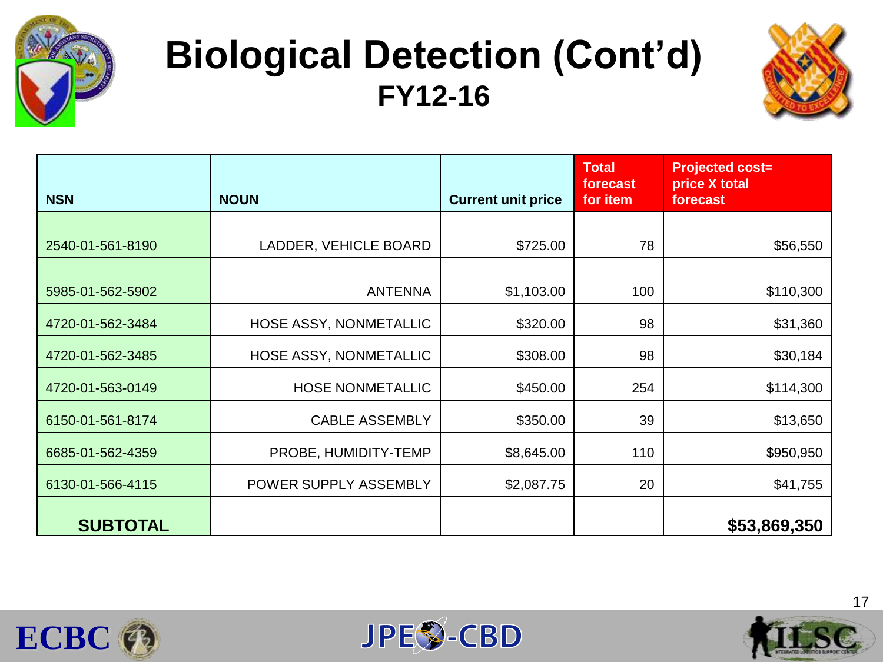# Biological Detection (Cont'd)

## FY12-16

| NSN | NOUN | Current unit price | Total forecast for item | Projected cost= price X total forecast |
|---|---|---|---|---|
| 2540-01-561-8190 | LADDER, VEHICLE BOARD | $725.00 | 78 | $56,550 |
| 5985-01-562-5902 | ANTENNA | $1,103.00 | 100 | $110,300 |
| 4720-01-562-3484 | HOSE ASSY, NONMETALLIC | $320.00 | 98 | $31,360 |
| 4720-01-562-3485 | HOSE ASSY, NONMETALLIC | $308.00 | 98 | $30,184 |
| 4720-01-563-0149 | HOSE NONMETALLIC | $450.00 | 254 | $114,300 |
| 6150-01-561-8174 | CABLE ASSEMBLY | $350.00 | 39 | $13,650 |
| 6685-01-562-4359 | PROBE, HUMIDITY-TEMP | $8,645.00 | 110 | $950,950 |
| 6130-01-566-4115 | POWER SUPPLY ASSEMBLY | $2,087.75 | 20 | $41,755 |
| **SUBTOTAL** | | | | **$53,869,350** |

ECBC JPEO-CBD ILSC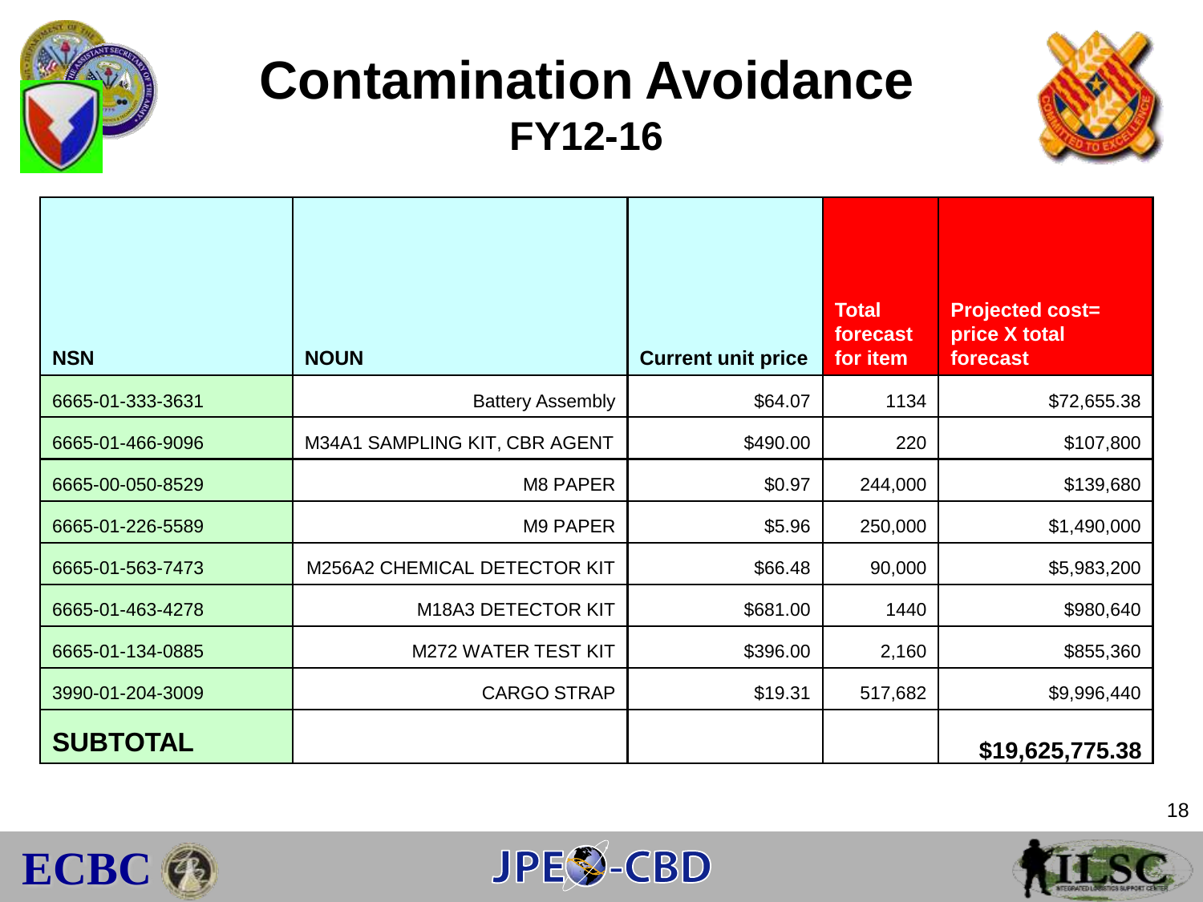# Contamination Avoidance

## FY12-16

| NSN | NOUN | Current unit price | Total forecast for item | Projected cost= price X total forecast |
|---|---|---|---|---|
| 6665-01-333-3631 | Battery Assembly | $64.07 | 1134 | $72,655.38 |
| 6665-01-466-9096 | M34A1 SAMPLING KIT, CBR AGENT | $490.00 | 220 | $107,800 |
| 6665-00-050-8529 | M8 PAPER | $0.97 | 244,000 | $139,680 |
| 6665-01-226-5589 | M9 PAPER | $5.96 | 250,000 | $1,490,000 |
| 6665-01-563-7473 | M256A2 CHEMICAL DETECTOR KIT | $66.48 | 90,000 | $5,983,200 |
| 6665-01-463-4278 | M18A3 DETECTOR KIT | $681.00 | 1440 | $980,640 |
| 6665-01-134-0885 | M272 WATER TEST KIT | $396.00 | 2,160 | $855,360 |
| 3990-01-204-3009 | CARGO STRAP | $19.31 | 517,682 | $9,996,440 |
| **SUBTOTAL** | | | | **$19,625,775.38** |

ECBC JPEO-CBD ILSC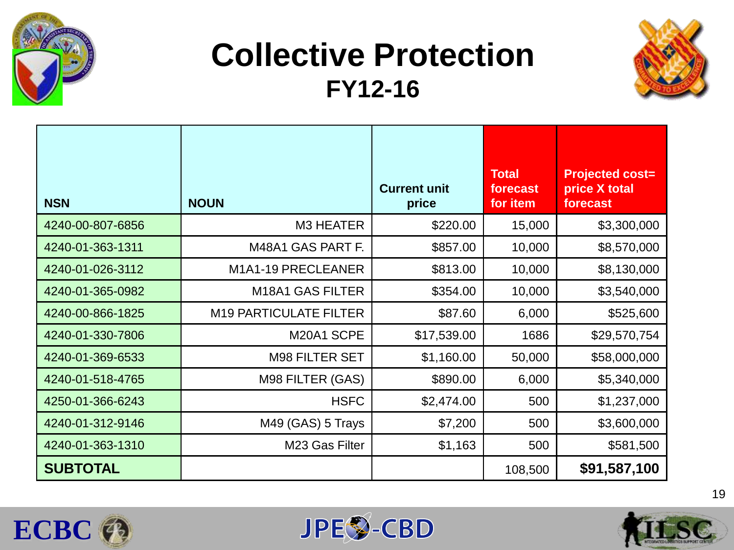# Collective Protection

## FY12-16

| NSN | NOUN | Current unit price | Total forecast for item | Projected cost= price X total forecast |
|---|---|---|---|---|
| 4240-00-807-6856 | M3 HEATER | $220.00 | 15,000 | $3,300,000 |
| 4240-01-363-1311 | M48A1 GAS PART F. | $857.00 | 10,000 | $8,570,000 |
| 4240-01-026-3112 | M1A1-19 PRECLEANER | $813.00 | 10,000 | $8,130,000 |
| 4240-01-365-0982 | M18A1 GAS FILTER | $354.00 | 10,000 | $3,540,000 |
| 4240-00-866-1825 | M19 PARTICULATE FILTER | $87.60 | 6,000 | $525,600 |
| 4240-01-330-7806 | M20A1 SCPE | $17,539.00 | 1686 | $29,570,754 |
| 4240-01-369-6533 | M98 FILTER SET | $1,160.00 | 50,000 | $58,000,000 |
| 4240-01-518-4765 | M98 FILTER (GAS) | $890.00 | 6,000 | $5,340,000 |
| 4250-01-366-6243 | HSFC | $2,474.00 | 500 | $1,237,000 |
| 4240-01-312-9146 | M49 (GAS) 5 Trays | $7,200 | 500 | $3,600,000 |
| 4240-01-363-1310 | M23 Gas Filter | $1,163 | 500 | $581,500 |
| **SUBTOTAL** | | | 108,500 | **$91,587,100** |

ECBC JPEO-CBD ILSC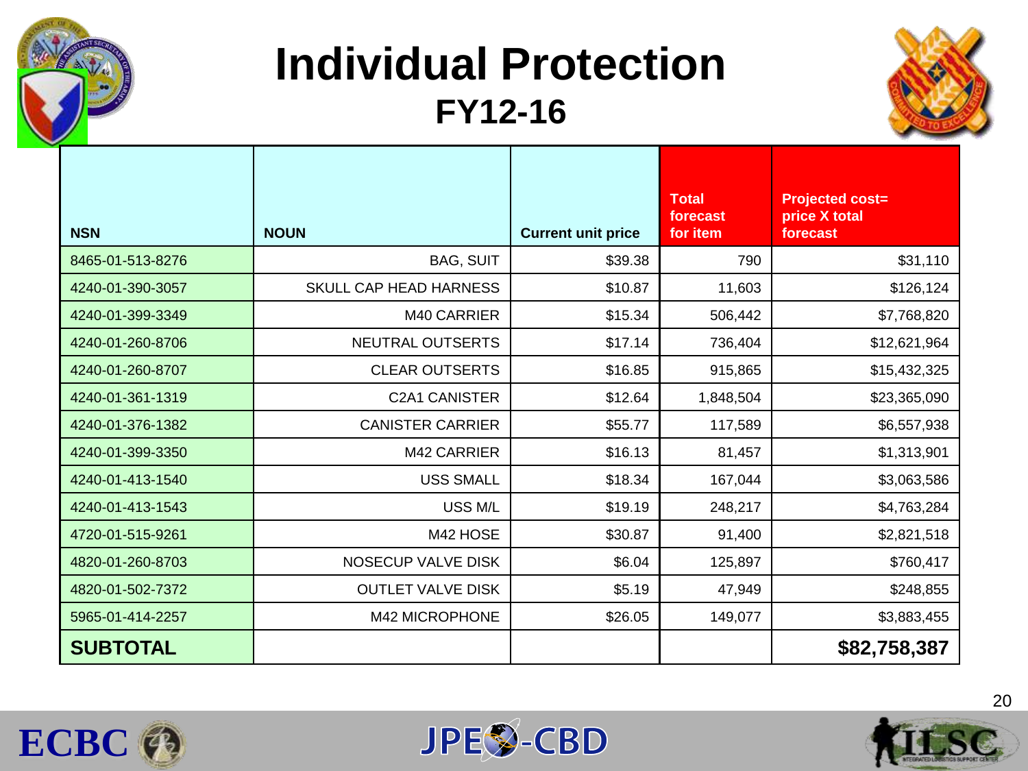# Individual Protection

## FY12-16

| NSN | NOUN | Current unit price | Total forecast for item | Projected cost= price X total forecast |
|---|---|---|---|---|
| 8465-01-513-8276 | BAG, SUIT | $39.38 | 790 | $31,110 |
| 4240-01-390-3057 | SKULL CAP HEAD HARNESS | $10.87 | 11,603 | $126,124 |
| 4240-01-399-3349 | M40 CARRIER | $15.34 | 506,442 | $7,768,820 |
| 4240-01-260-8706 | NEUTRAL OUTSERTS | $17.14 | 736,404 | $12,621,964 |
| 4240-01-260-8707 | CLEAR OUTSERTS | $16.85 | 915,865 | $15,432,325 |
| 4240-01-361-1319 | C2A1 CANISTER | $12.64 | 1,848,504 | $23,365,090 |
| 4240-01-376-1382 | CANISTER CARRIER | $55.77 | 117,589 | $6,557,938 |
| 4240-01-399-3350 | M42 CARRIER | $16.13 | 81,457 | $1,313,901 |
| 4240-01-413-1540 | USS SMALL | $18.34 | 167,044 | $3,063,586 |
| 4240-01-413-1543 | USS M/L | $19.19 | 248,217 | $4,763,284 |
| 4720-01-515-9261 | M42 HOSE | $30.87 | 91,400 | $2,821,518 |
| 4820-01-260-8703 | NOSECUP VALVE DISK | $6.04 | 125,897 | $760,417 |
| 4820-01-502-7372 | OUTLET VALVE DISK | $5.19 | 47,949 | $248,855 |
| 5965-01-414-2257 | M42 MICROPHONE | $26.05 | 149,077 | $3,883,455 |
| **SUBTOTAL** | | | | **$82,758,387** |

ECBC JPEO-CBD ILSC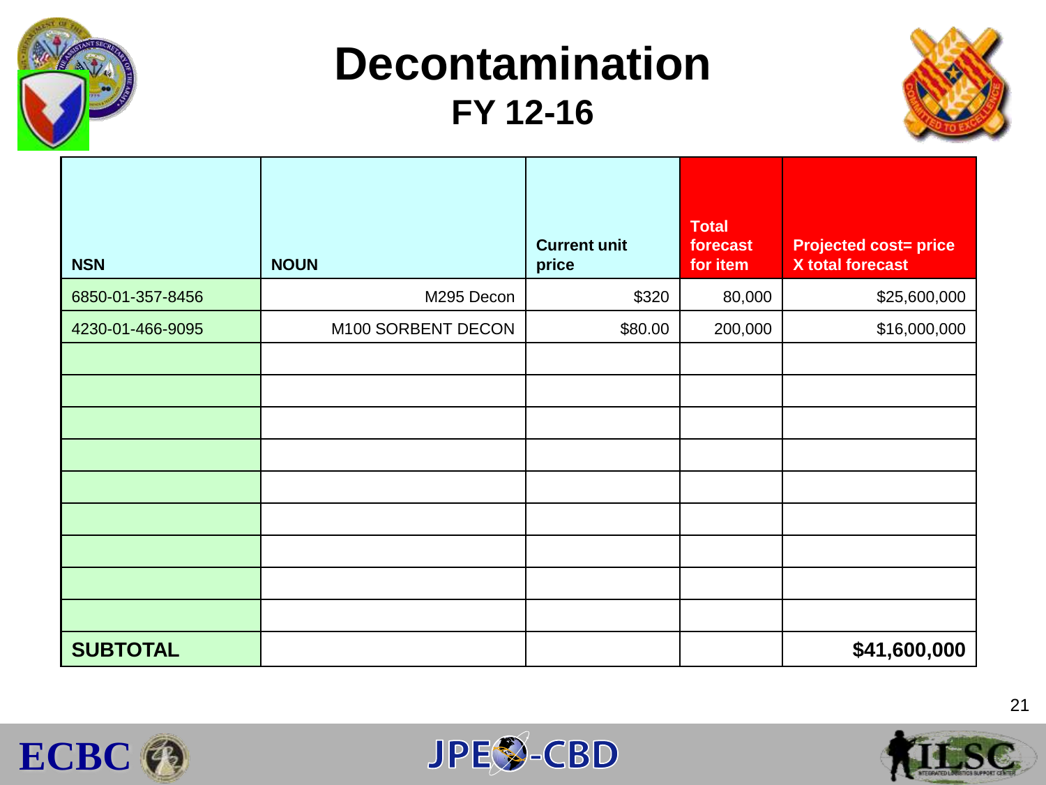# Decontamination

## FY 12-16

| NSN | NOUN | Current unit price | Total forecast for item | Projected cost= price X total forecast |
|---|---|---|---|---|
| 6850-01-357-8456 | M295 Decon | $320 | 80,000 | $25,600,000 |
| 4230-01-466-9095 | M100 SORBENT DECON | $80.00 | 200,000 | $16,000,000 |
| | | | | |
| | | | | |
| | | | | |
| | | | | |
| | | | | |
| | | | | |
| | | | | |
| | | | | |
| | | | | |
| **SUBTOTAL** | | | | **$41,600,000** |

ECBC  JPEO-CBD  ILSC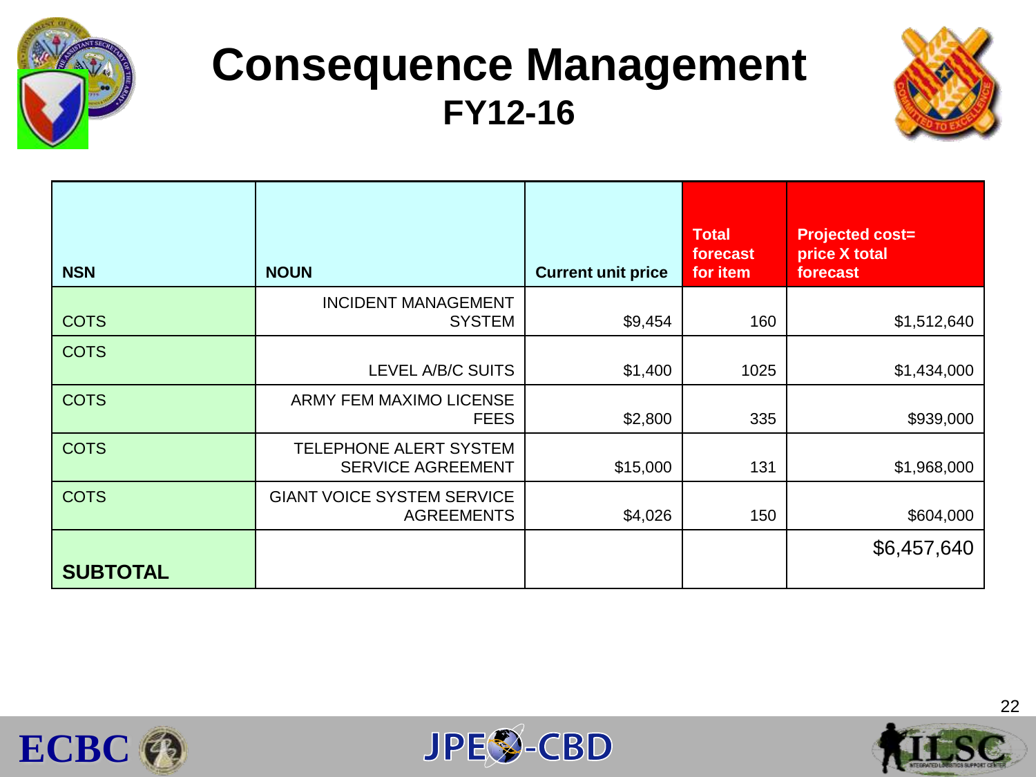# Consequence Management

## FY12-16

| NSN | NOUN | Current unit price | Total forecast for item | Projected cost= price X total forecast |
|---|---|---|---|---|
| COTS | INCIDENT MANAGEMENT SYSTEM | $9,454 | 160 | $1,512,640 |
| COTS | LEVEL A/B/C SUITS | $1,400 | 1025 | $1,434,000 |
| COTS | ARMY FEM MAXIMO LICENSE FEES | $2,800 | 335 | $939,000 |
| COTS | TELEPHONE ALERT SYSTEM SERVICE AGREEMENT | $15,000 | 131 | $1,968,000 |
| COTS | GIANT VOICE SYSTEM SERVICE AGREEMENTS | $4,026 | 150 | $604,000 |
| **SUBTOTAL** | | | | $6,457,640 |

ECBC JPEO-CBD ILSC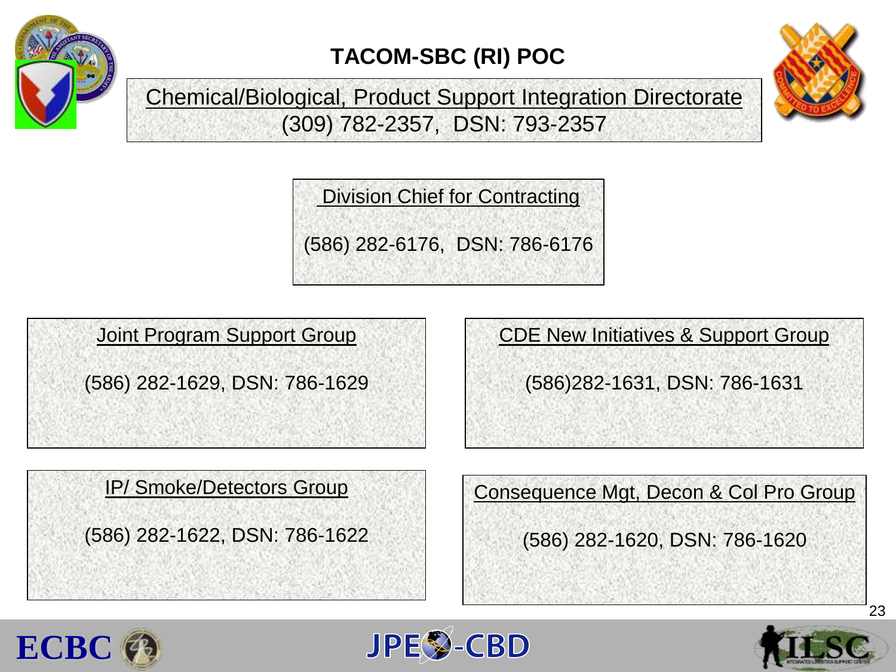# TACOM-SBC (RI) POC

**Chemical/Biological, Product Support Integration Directorate**
(309) 782-2357, DSN: 793-2357

**Division Chief for Contracting**
(586) 282-6176, DSN: 786-6176

**Joint Program Support Group**
(586) 282-1629, DSN: 786-1629

**CDE New Initiatives & Support Group**
(586)282-1631, DSN: 786-1631

**IP/ Smoke/Detectors Group**
(586) 282-1622, DSN: 786-1622

**Consequence Mgt, Decon & Col Pro Group**
(586) 282-1620, DSN: 786-1620

ECBC

JPEO-CBD

ILSC